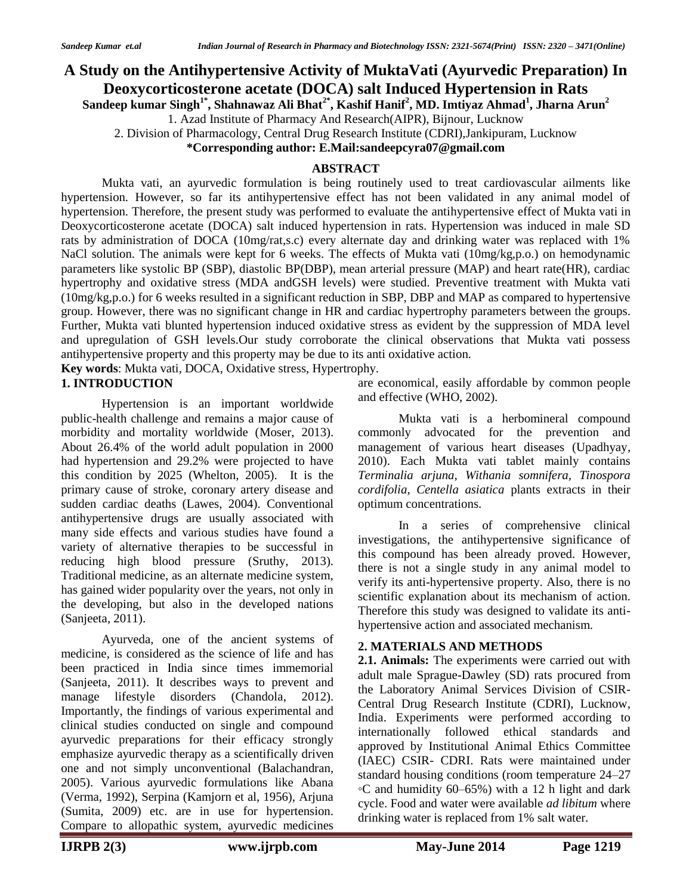# A Study on the Antihypertensive Activity of MuktaVati (Ayurvedic Preparation) In Deoxycorticosterone acetate (DOCA) salt Induced Hypertension in Rats

**Sandeep kumar Singh[1*], Shahnawaz Ali Bhat[2*], Kashif Hanif[2], MD. Imtiyaz Ahmad[1], Jharna Arun[2]**

1. Azad Institute of Pharmacy And Research(AIPR), Bijnour, Lucknow
2. Division of Pharmacology, Central Drug Research Institute (CDRI),Jankipuram, Lucknow

**\*Corresponding author: E.Mail:sandeepcyra07@gmail.com**

## ABSTRACT

Mukta vati, an ayurvedic formulation is being routinely used to treat cardiovascular ailments like hypertension. However, so far its antihypertensive effect has not been validated in any animal model of hypertension. Therefore, the present study was performed to evaluate the antihypertensive effect of Mukta vati in Deoxycorticosterone acetate (DOCA) salt induced hypertension in rats. Hypertension was induced in male SD rats by administration of DOCA (10mg/rat,s.c) every alternate day and drinking water was replaced with 1% NaCl solution. The animals were kept for 6 weeks. The effects of Mukta vati (10mg/kg,p.o.) on hemodynamic parameters like systolic BP (SBP), diastolic BP(DBP), mean arterial pressure (MAP) and heart rate(HR), cardiac hypertrophy and oxidative stress (MDA andGSH levels) were studied. Preventive treatment with Mukta vati (10mg/kg,p.o.) for 6 weeks resulted in a significant reduction in SBP, DBP and MAP as compared to hypertensive group. However, there was no significant change in HR and cardiac hypertrophy parameters between the groups. Further, Mukta vati blunted hypertension induced oxidative stress as evident by the suppression of MDA level and upregulation of GSH levels.Our study corroborate the clinical observations that Mukta vati possess antihypertensive property and this property may be due to its anti oxidative action.

**Key words**: Mukta vati, DOCA, Oxidative stress, Hypertrophy.

## 1. INTRODUCTION

Hypertension is an important worldwide public-health challenge and remains a major cause of morbidity and mortality worldwide (Moser, 2013). About 26.4% of the world adult population in 2000 had hypertension and 29.2% were projected to have this condition by 2025 (Whelton, 2005). It is the primary cause of stroke, coronary artery disease and sudden cardiac deaths (Lawes, 2004). Conventional antihypertensive drugs are usually associated with many side effects and various studies have found a variety of alternative therapies to be successful in reducing high blood pressure (Sruthy, 2013). Traditional medicine, as an alternate medicine system, has gained wider popularity over the years, not only in the developing, but also in the developed nations (Sanjeeta, 2011).

Ayurveda, one of the ancient systems of medicine, is considered as the science of life and has been practiced in India since times immemorial (Sanjeeta, 2011). It describes ways to prevent and manage lifestyle disorders (Chandola, 2012). Importantly, the findings of various experimental and clinical studies conducted on single and compound ayurvedic preparations for their efficacy strongly emphasize ayurvedic therapy as a scientifically driven one and not simply unconventional (Balachandran, 2005). Various ayurvedic formulations like Abana (Verma, 1992), Serpina (Kamjorn et al, 1956), Arjuna (Sumita, 2009) etc. are in use for hypertension. Compare to allopathic system, ayurvedic medicines are economical, easily affordable by common people and effective (WHO, 2002).

Mukta vati is a herbomineral compound commonly advocated for the prevention and management of various heart diseases (Upadhyay, 2010). Each Mukta vati tablet mainly contains *Terminalia arjuna, Withania somnifera, Tinospora cordifolia*, *Centella asiatica* plants extracts in their optimum concentrations.

In a series of comprehensive clinical investigations, the antihypertensive significance of this compound has been already proved. However, there is not a single study in any animal model to verify its anti-hypertensive property. Also, there is no scientific explanation about its mechanism of action. Therefore this study was designed to validate its anti-hypertensive action and associated mechanism.

## 2. MATERIALS AND METHODS

**2.1. Animals:** The experiments were carried out with adult male Sprague-Dawley (SD) rats procured from the Laboratory Animal Services Division of CSIR-Central Drug Research Institute (CDRI), Lucknow, India. Experiments were performed according to internationally followed ethical standards and approved by Institutional Animal Ethics Committee (IAEC) CSIR- CDRI. Rats were maintained under standard housing conditions (room temperature 24–27 ◦C and humidity 60–65%) with a 12 h light and dark cycle. Food and water were available *ad libitum* where drinking water is replaced from 1% salt water.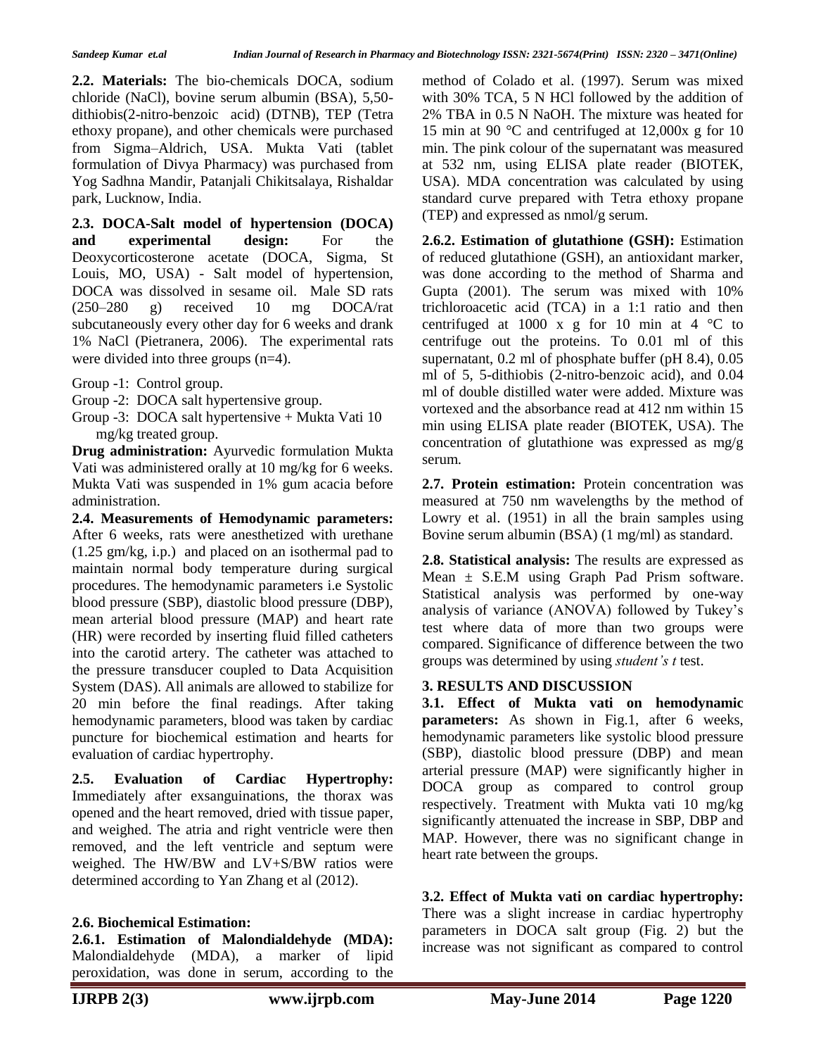**2.2. Materials:** The bio-chemicals DOCA, sodium chloride (NaCl), bovine serum albumin (BSA), 5,50-dithiobis(2-nitro-benzoic acid) (DTNB), TEP (Tetra ethoxy propane), and other chemicals were purchased from Sigma–Aldrich, USA. Mukta Vati (tablet formulation of Divya Pharmacy) was purchased from Yog Sadhna Mandir, Patanjali Chikitsalaya, Rishaldar park, Lucknow, India.

**2.3. DOCA-Salt model of hypertension (DOCA) and experimental design:** For the Deoxycorticosterone acetate (DOCA, Sigma, St Louis, MO, USA) - Salt model of hypertension, DOCA was dissolved in sesame oil. Male SD rats (250–280 g) received 10 mg DOCA/rat subcutaneously every other day for 6 weeks and drank 1% NaCl (Pietranera, 2006). The experimental rats were divided into three groups (n=4).

Group -1: Control group.

Group -2: DOCA salt hypertensive group.

Group -3: DOCA salt hypertensive + Mukta Vati 10 mg/kg treated group.

**Drug administration:** Ayurvedic formulation Mukta Vati was administered orally at 10 mg/kg for 6 weeks. Mukta Vati was suspended in 1% gum acacia before administration.

**2.4. Measurements of Hemodynamic parameters:** After 6 weeks, rats were anesthetized with urethane (1.25 gm/kg, i.p.) and placed on an isothermal pad to maintain normal body temperature during surgical procedures. The hemodynamic parameters i.e Systolic blood pressure (SBP), diastolic blood pressure (DBP), mean arterial blood pressure (MAP) and heart rate (HR) were recorded by inserting fluid filled catheters into the carotid artery. The catheter was attached to the pressure transducer coupled to Data Acquisition System (DAS). All animals are allowed to stabilize for 20 min before the final readings. After taking hemodynamic parameters, blood was taken by cardiac puncture for biochemical estimation and hearts for evaluation of cardiac hypertrophy.

**2.5. Evaluation of Cardiac Hypertrophy:** Immediately after exsanguinations, the thorax was opened and the heart removed, dried with tissue paper, and weighed. The atria and right ventricle were then removed, and the left ventricle and septum were weighed. The HW/BW and LV+S/BW ratios were determined according to Yan Zhang et al (2012).

**2.6. Biochemical Estimation:**

**2.6.1. Estimation of Malondialdehyde (MDA):** Malondialdehyde (MDA), a marker of lipid peroxidation, was done in serum, according to the method of Colado et al. (1997). Serum was mixed with 30% TCA, 5 N HCl followed by the addition of 2% TBA in 0.5 N NaOH. The mixture was heated for 15 min at 90 °C and centrifuged at 12,000x g for 10 min. The pink colour of the supernatant was measured at 532 nm, using ELISA plate reader (BIOTEK, USA). MDA concentration was calculated by using standard curve prepared with Tetra ethoxy propane (TEP) and expressed as nmol/g serum.

**2.6.2. Estimation of glutathione (GSH):** Estimation of reduced glutathione (GSH), an antioxidant marker, was done according to the method of Sharma and Gupta (2001). The serum was mixed with 10% trichloroacetic acid (TCA) in a 1:1 ratio and then centrifuged at 1000 x g for 10 min at 4 °C to centrifuge out the proteins. To 0.01 ml of this supernatant, 0.2 ml of phosphate buffer (pH 8.4), 0.05 ml of 5, 5-dithiobis (2-nitro-benzoic acid), and 0.04 ml of double distilled water were added. Mixture was vortexed and the absorbance read at 412 nm within 15 min using ELISA plate reader (BIOTEK, USA). The concentration of glutathione was expressed as mg/g serum.

**2.7. Protein estimation:** Protein concentration was measured at 750 nm wavelengths by the method of Lowry et al. (1951) in all the brain samples using Bovine serum albumin (BSA) (1 mg/ml) as standard.

**2.8. Statistical analysis:** The results are expressed as Mean ± S.E.M using Graph Pad Prism software. Statistical analysis was performed by one-way analysis of variance (ANOVA) followed by Tukey's test where data of more than two groups were compared. Significance of difference between the two groups was determined by using *student's t* test.

## 3. RESULTS AND DISCUSSION

**3.1. Effect of Mukta vati on hemodynamic parameters:** As shown in Fig.1, after 6 weeks, hemodynamic parameters like systolic blood pressure (SBP), diastolic blood pressure (DBP) and mean arterial pressure (MAP) were significantly higher in DOCA group as compared to control group respectively. Treatment with Mukta vati 10 mg/kg significantly attenuated the increase in SBP, DBP and MAP. However, there was no significant change in heart rate between the groups.

**3.2. Effect of Mukta vati on cardiac hypertrophy:** There was a slight increase in cardiac hypertrophy parameters in DOCA salt group (Fig. 2) but the increase was not significant as compared to control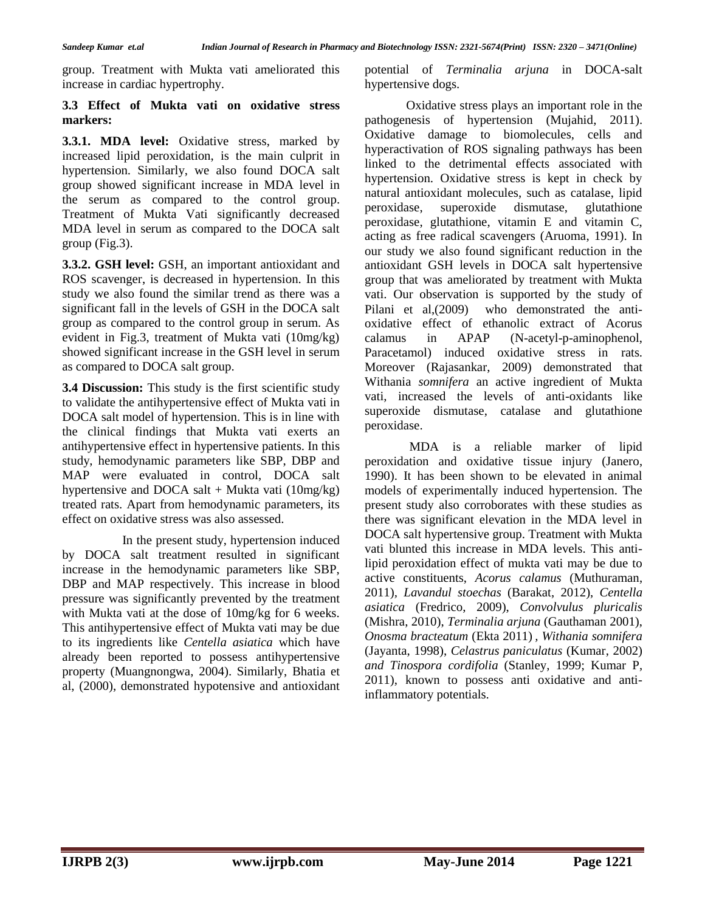group. Treatment with Mukta vati ameliorated this increase in cardiac hypertrophy.

### 3.3 Effect of Mukta vati on oxidative stress markers:

**3.3.1. MDA level:** Oxidative stress, marked by increased lipid peroxidation, is the main culprit in hypertension. Similarly, we also found DOCA salt group showed significant increase in MDA level in the serum as compared to the control group. Treatment of Mukta Vati significantly decreased MDA level in serum as compared to the DOCA salt group (Fig.3).

**3.3.2. GSH level:** GSH, an important antioxidant and ROS scavenger, is decreased in hypertension. In this study we also found the similar trend as there was a significant fall in the levels of GSH in the DOCA salt group as compared to the control group in serum. As evident in Fig.3, treatment of Mukta vati (10mg/kg) showed significant increase in the GSH level in serum as compared to DOCA salt group.

**3.4 Discussion:** This study is the first scientific study to validate the antihypertensive effect of Mukta vati in DOCA salt model of hypertension. This is in line with the clinical findings that Mukta vati exerts an antihypertensive effect in hypertensive patients. In this study, hemodynamic parameters like SBP, DBP and MAP were evaluated in control, DOCA salt hypertensive and DOCA salt + Mukta vati (10mg/kg) treated rats. Apart from hemodynamic parameters, its effect on oxidative stress was also assessed.

In the present study, hypertension induced by DOCA salt treatment resulted in significant increase in the hemodynamic parameters like SBP, DBP and MAP respectively. This increase in blood pressure was significantly prevented by the treatment with Mukta vati at the dose of 10mg/kg for 6 weeks. This antihypertensive effect of Mukta vati may be due to its ingredients like *Centella asiatica* which have already been reported to possess antihypertensive property (Muangnongwa, 2004). Similarly, Bhatia et al, (2000), demonstrated hypotensive and antioxidant potential of *Terminalia arjuna* in DOCA-salt hypertensive dogs.

Oxidative stress plays an important role in the pathogenesis of hypertension (Mujahid, 2011). Oxidative damage to biomolecules, cells and hyperactivation of ROS signaling pathways has been linked to the detrimental effects associated with hypertension. Oxidative stress is kept in check by natural antioxidant molecules, such as catalase, lipid peroxidase, superoxide dismutase, glutathione peroxidase, glutathione, vitamin E and vitamin C, acting as free radical scavengers (Aruoma, 1991). In our study we also found significant reduction in the antioxidant GSH levels in DOCA salt hypertensive group that was ameliorated by treatment with Mukta vati. Our observation is supported by the study of Pilani et al,(2009) who demonstrated the anti-oxidative effect of ethanolic extract of Acorus calamus in APAP (N-acetyl-p-aminophenol, Paracetamol) induced oxidative stress in rats. Moreover (Rajasankar, 2009) demonstrated that Withania *somnifera* an active ingredient of Mukta vati, increased the levels of anti-oxidants like superoxide dismutase, catalase and glutathione peroxidase.

MDA is a reliable marker of lipid peroxidation and oxidative tissue injury (Janero, 1990). It has been shown to be elevated in animal models of experimentally induced hypertension. The present study also corroborates with these studies as there was significant elevation in the MDA level in DOCA salt hypertensive group. Treatment with Mukta vati blunted this increase in MDA levels. This anti-lipid peroxidation effect of mukta vati may be due to active constituents, *Acorus calamus* (Muthuraman, 2011), *Lavandul stoechas* (Barakat, 2012), *Centella asiatica* (Fredrico, 2009), *Convolvulus pluricalis* (Mishra, 2010), *Terminalia arjuna* (Gauthaman 2001), *Onosma bracteatum* (Ekta 2011) , *Withania somnifera* (Jayanta, 1998), *Celastrus paniculatus* (Kumar, 2002) *and Tinospora cordifolia* (Stanley, 1999; Kumar P, 2011), known to possess anti oxidative and anti-inflammatory potentials.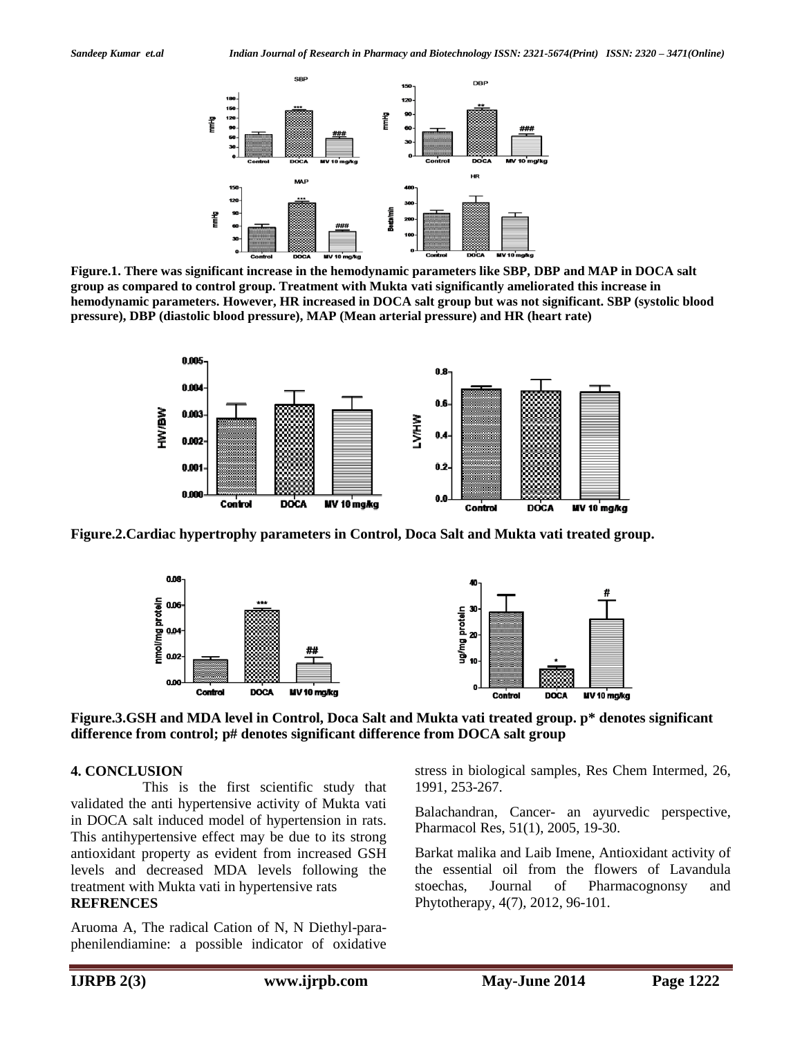**Figure.1. There was significant increase in the hemodynamic parameters like SBP, DBP and MAP in DOCA salt group as compared to control group. Treatment with Mukta vati significantly ameliorated this increase in hemodynamic parameters. However, HR increased in DOCA salt group but was not significant. SBP (systolic blood pressure), DBP (diastolic blood pressure), MAP (Mean arterial pressure) and HR (heart rate)**

**Figure.2.Cardiac hypertrophy parameters in Control, Doca Salt and Mukta vati treated group.**

**Figure.3.GSH and MDA level in Control, Doca Salt and Mukta vati treated group. p* denotes significant difference from control; p# denotes significant difference from DOCA salt group**

## 4. CONCLUSION

This is the first scientific study that validated the anti hypertensive activity of Mukta vati in DOCA salt induced model of hypertension in rats. This antihypertensive effect may be due to its strong antioxidant property as evident from increased GSH levels and decreased MDA levels following the treatment with Mukta vati in hypertensive rats

## REFRENCES

Aruoma A, The radical Cation of N, N Diethyl-para-phenilendiamine: a possible indicator of oxidative stress in biological samples, Res Chem Intermed, 26, 1991, 253-267.

Balachandran, Cancer- an ayurvedic perspective, Pharmacol Res, 51(1), 2005, 19-30.

Barkat malika and Laib Imene, Antioxidant activity of the essential oil from the flowers of Lavandula stoechas, Journal of Pharmacognonsy and Phytotherapy, 4(7), 2012, 96-101.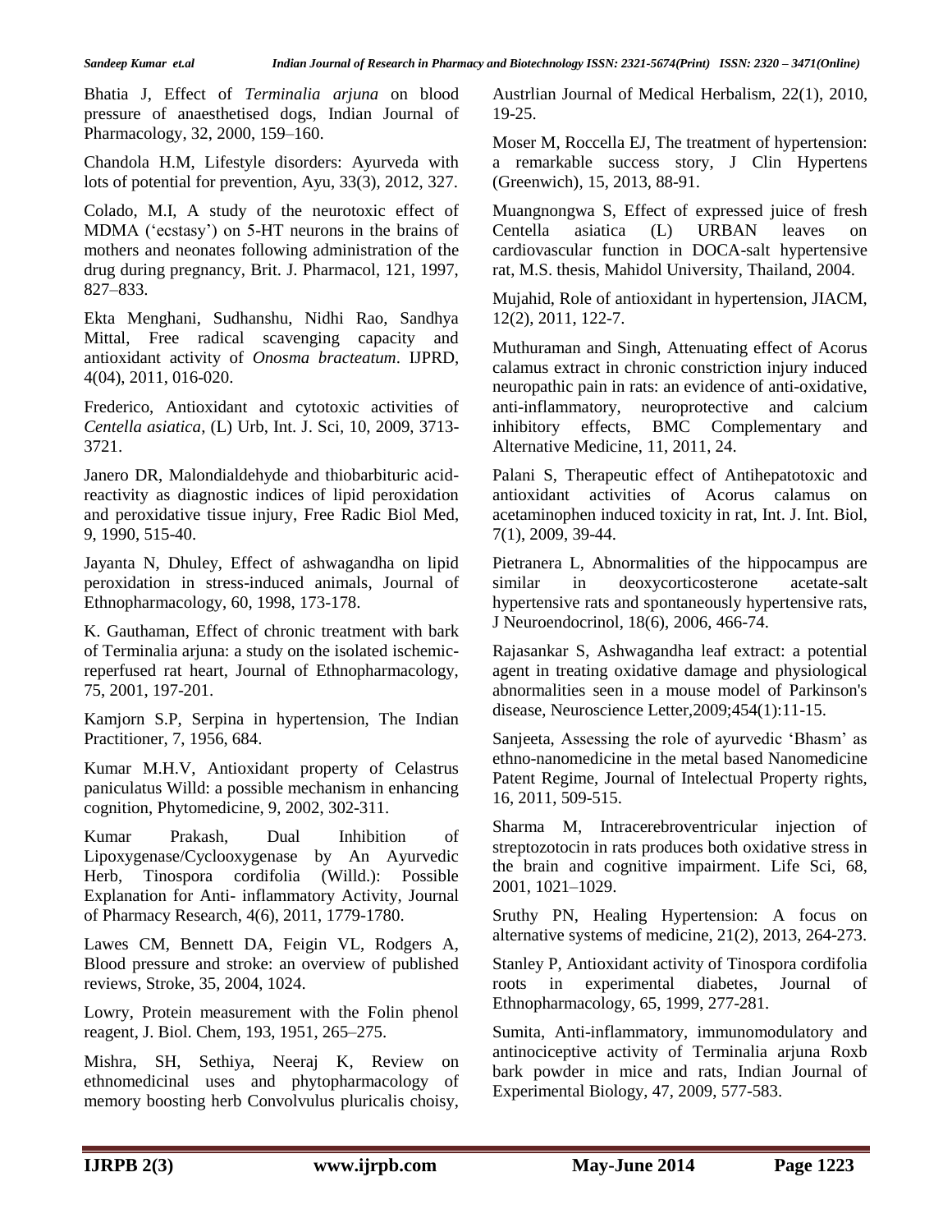Bhatia J, Effect of *Terminalia arjuna* on blood pressure of anaesthetised dogs, Indian Journal of Pharmacology, 32, 2000, 159–160.

Chandola H.M, Lifestyle disorders: Ayurveda with lots of potential for prevention, Ayu, 33(3), 2012, 327.

Colado, M.I, A study of the neurotoxic effect of MDMA ('ecstasy') on 5-HT neurons in the brains of mothers and neonates following administration of the drug during pregnancy, Brit. J. Pharmacol, 121, 1997, 827–833.

Ekta Menghani, Sudhanshu, Nidhi Rao, Sandhya Mittal, Free radical scavenging capacity and antioxidant activity of *Onosma bracteatum*. IJPRD, 4(04), 2011, 016-020.

Frederico, Antioxidant and cytotoxic activities of *Centella asiatica*, (L) Urb, Int. J. Sci, 10, 2009, 3713-3721.

Janero DR, Malondialdehyde and thiobarbituric acid-reactivity as diagnostic indices of lipid peroxidation and peroxidative tissue injury, Free Radic Biol Med, 9, 1990, 515-40.

Jayanta N, Dhuley, Effect of ashwagandha on lipid peroxidation in stress-induced animals, Journal of Ethnopharmacology, 60, 1998, 173-178.

K. Gauthaman, Effect of chronic treatment with bark of Terminalia arjuna: a study on the isolated ischemic-reperfused rat heart, Journal of Ethnopharmacology, 75, 2001, 197-201.

Kamjorn S.P, Serpina in hypertension, The Indian Practitioner, 7, 1956, 684.

Kumar M.H.V, Antioxidant property of Celastrus paniculatus Willd: a possible mechanism in enhancing cognition, Phytomedicine, 9, 2002, 302-311.

Kumar Prakash, Dual Inhibition of Lipoxygenase/Cyclooxygenase by An Ayurvedic Herb, Tinospora cordifolia (Willd.): Possible Explanation for Anti- inflammatory Activity, Journal of Pharmacy Research, 4(6), 2011, 1779-1780.

Lawes CM, Bennett DA, Feigin VL, Rodgers A, Blood pressure and stroke: an overview of published reviews, Stroke, 35, 2004, 1024.

Lowry, Protein measurement with the Folin phenol reagent, J. Biol. Chem, 193, 1951, 265–275.

Mishra, SH, Sethiya, Neeraj K, Review on ethnomedicinal uses and phytopharmacology of memory boosting herb Convolvulus pluricalis choisy, Austrlian Journal of Medical Herbalism, 22(1), 2010, 19-25.

Moser M, Roccella EJ, The treatment of hypertension: a remarkable success story, J Clin Hypertens (Greenwich), 15, 2013, 88-91.

Muangnongwa S, Effect of expressed juice of fresh Centella asiatica (L) URBAN leaves on cardiovascular function in DOCA-salt hypertensive rat, M.S. thesis, Mahidol University, Thailand, 2004.

Mujahid, Role of antioxidant in hypertension, JIACM, 12(2), 2011, 122-7.

Muthuraman and Singh, Attenuating effect of Acorus calamus extract in chronic constriction injury induced neuropathic pain in rats: an evidence of anti-oxidative, anti-inflammatory, neuroprotective and calcium inhibitory effects, BMC Complementary and Alternative Medicine, 11, 2011, 24.

Palani S, Therapeutic effect of Antihepatotoxic and antioxidant activities of Acorus calamus on acetaminophen induced toxicity in rat, Int. J. Int. Biol, 7(1), 2009, 39-44.

Pietranera L, Abnormalities of the hippocampus are similar in deoxycorticosterone acetate-salt hypertensive rats and spontaneously hypertensive rats, J Neuroendocrinol, 18(6), 2006, 466-74.

Rajasankar S, Ashwagandha leaf extract: a potential agent in treating oxidative damage and physiological abnormalities seen in a mouse model of Parkinson's disease, Neuroscience Letter,2009;454(1):11-15.

Sanjeeta, Assessing the role of ayurvedic 'Bhasm' as ethno-nanomedicine in the metal based Nanomedicine Patent Regime, Journal of Intelectual Property rights, 16, 2011, 509-515.

Sharma M, Intracerebroventricular injection of streptozotocin in rats produces both oxidative stress in the brain and cognitive impairment. Life Sci, 68, 2001, 1021–1029.

Sruthy PN, Healing Hypertension: A focus on alternative systems of medicine, 21(2), 2013, 264-273.

Stanley P, Antioxidant activity of Tinospora cordifolia roots in experimental diabetes, Journal of Ethnopharmacology, 65, 1999, 277-281.

Sumita, Anti-inflammatory, immunomodulatory and antinociceptive activity of Terminalia arjuna Roxb bark powder in mice and rats, Indian Journal of Experimental Biology, 47, 2009, 577-583.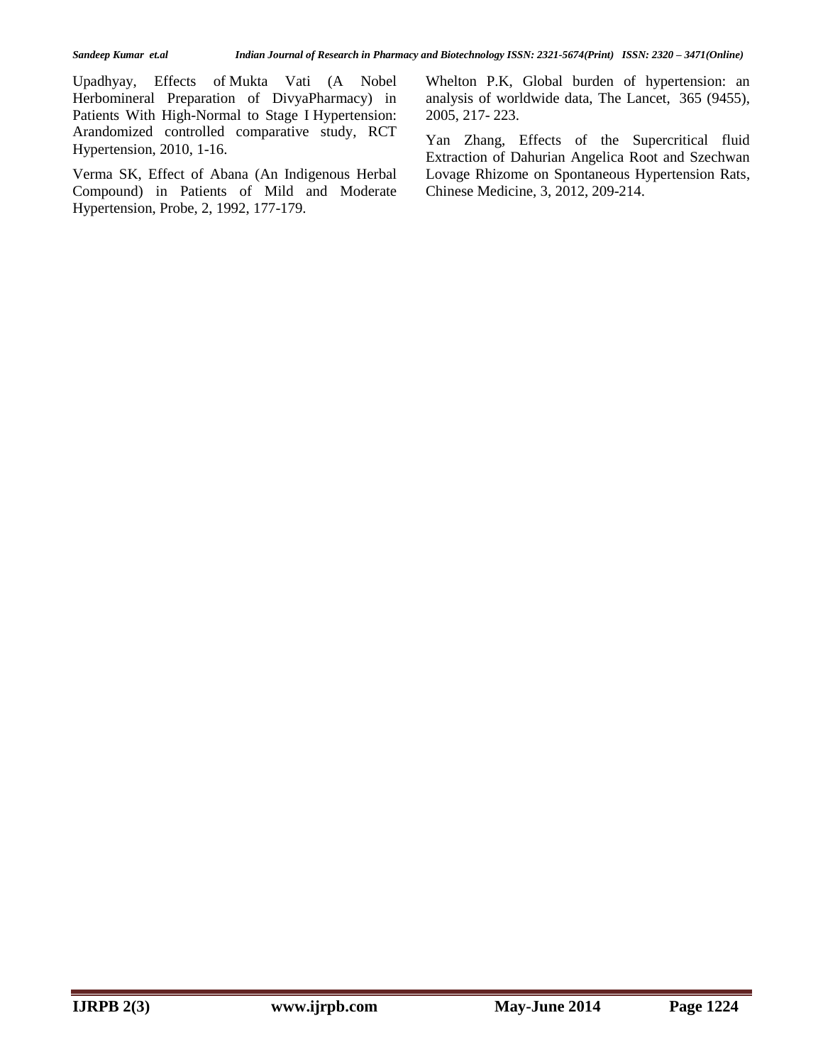Upadhyay, Effects of Mukta Vati (A Nobel Herbomineral Preparation of DivyaPharmacy) in Patients With High-Normal to Stage I Hypertension: Arandomized controlled comparative study, RCT Hypertension, 2010, 1-16.

Verma SK, Effect of Abana (An Indigenous Herbal Compound) in Patients of Mild and Moderate Hypertension, Probe, 2, 1992, 177-179.

Whelton P.K, Global burden of hypertension: an analysis of worldwide data, The Lancet, 365 (9455), 2005, 217- 223.

Yan Zhang, Effects of the Supercritical fluid Extraction of Dahurian Angelica Root and Szechwan Lovage Rhizome on Spontaneous Hypertension Rats, Chinese Medicine, 3, 2012, 209-214.